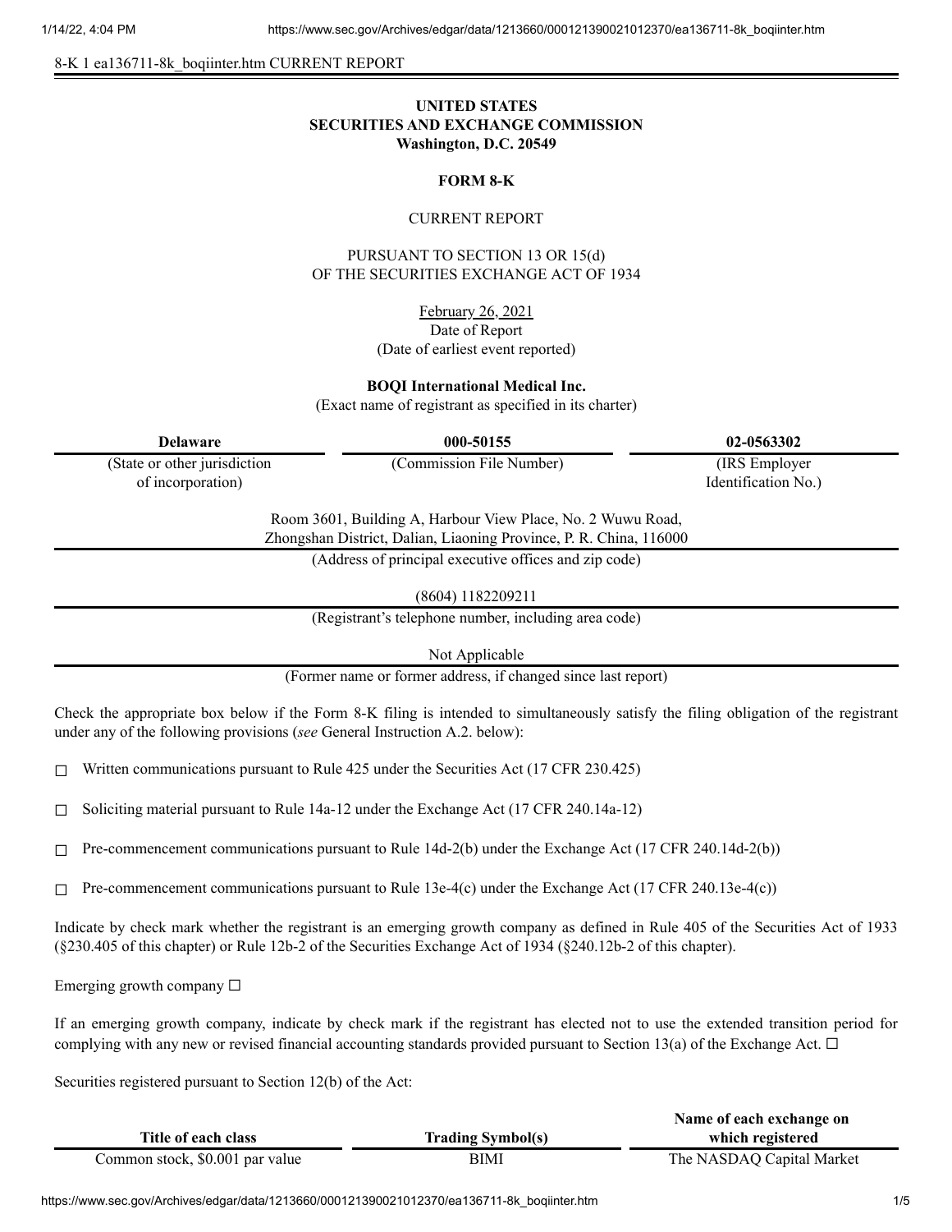8-K 1 ea136711-8k_boqiinter.htm CURRENT REPORT

**UNITED STATES**
**SECURITIES AND EXCHANGE COMMISSION**
**Washington, D.C. 20549**

**FORM 8-K**

CURRENT REPORT

PURSUANT TO SECTION 13 OR 15(d)
OF THE SECURITIES EXCHANGE ACT OF 1934

February 26, 2021
Date of Report
(Date of earliest event reported)

**BOQI International Medical Inc.**
(Exact name of registrant as specified in its charter)

| **Delaware** | **000-50155** | **02-0563302** |
|---|---|---|
| (State or other jurisdiction of incorporation) | (Commission File Number) | (IRS Employer Identification No.) |

Room 3601, Building A, Harbour View Place, No. 2 Wuwu Road,
Zhongshan District, Dalian, Liaoning Province, P. R. China, 116000
(Address of principal executive offices and zip code)

(8604) 1182209211
(Registrant's telephone number, including area code)

Not Applicable
(Former name or former address, if changed since last report)

Check the appropriate box below if the Form 8-K filing is intended to simultaneously satisfy the filing obligation of the registrant under any of the following provisions (*see* General Instruction A.2. below):

☐ Written communications pursuant to Rule 425 under the Securities Act (17 CFR 230.425)

☐ Soliciting material pursuant to Rule 14a-12 under the Exchange Act (17 CFR 240.14a-12)

☐ Pre-commencement communications pursuant to Rule 14d-2(b) under the Exchange Act (17 CFR 240.14d-2(b))

☐ Pre-commencement communications pursuant to Rule 13e-4(c) under the Exchange Act (17 CFR 240.13e-4(c))

Indicate by check mark whether the registrant is an emerging growth company as defined in Rule 405 of the Securities Act of 1933 (§230.405 of this chapter) or Rule 12b-2 of the Securities Exchange Act of 1934 (§240.12b-2 of this chapter).

Emerging growth company ☐

If an emerging growth company, indicate by check mark if the registrant has elected not to use the extended transition period for complying with any new or revised financial accounting standards provided pursuant to Section 13(a) of the Exchange Act. ☐

Securities registered pursuant to Section 12(b) of the Act:

| Title of each class | Trading Symbol(s) | Name of each exchange on which registered |
|---|---|---|
| Common stock, $0.001 par value | BIMI | The NASDAQ Capital Market |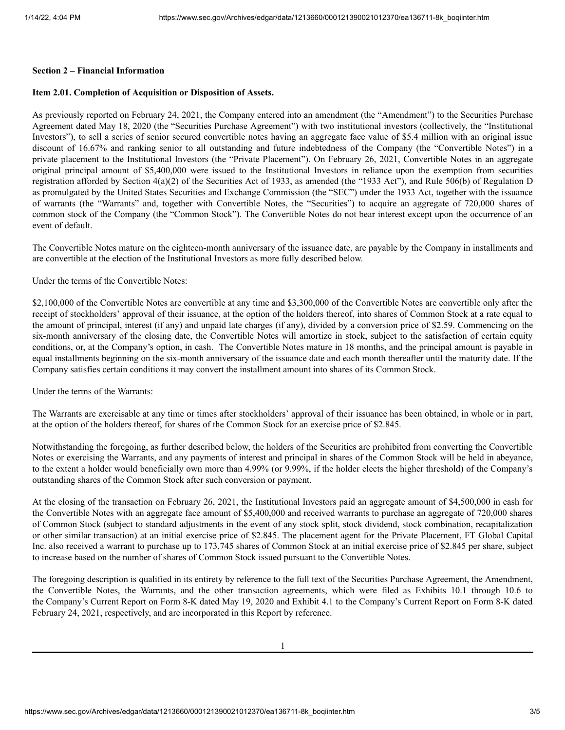**Section 2 – Financial Information**

**Item 2.01. Completion of Acquisition or Disposition of Assets.**

As previously reported on February 24, 2021, the Company entered into an amendment (the "Amendment") to the Securities Purchase Agreement dated May 18, 2020 (the "Securities Purchase Agreement") with two institutional investors (collectively, the "Institutional Investors"), to sell a series of senior secured convertible notes having an aggregate face value of $5.4 million with an original issue discount of 16.67% and ranking senior to all outstanding and future indebtedness of the Company (the "Convertible Notes") in a private placement to the Institutional Investors (the "Private Placement"). On February 26, 2021, Convertible Notes in an aggregate original principal amount of $5,400,000 were issued to the Institutional Investors in reliance upon the exemption from securities registration afforded by Section 4(a)(2) of the Securities Act of 1933, as amended (the "1933 Act"), and Rule 506(b) of Regulation D as promulgated by the United States Securities and Exchange Commission (the "SEC") under the 1933 Act, together with the issuance of warrants (the "Warrants" and, together with Convertible Notes, the "Securities") to acquire an aggregate of 720,000 shares of common stock of the Company (the "Common Stock"). The Convertible Notes do not bear interest except upon the occurrence of an event of default.

The Convertible Notes mature on the eighteen-month anniversary of the issuance date, are payable by the Company in installments and are convertible at the election of the Institutional Investors as more fully described below.

Under the terms of the Convertible Notes:

$2,100,000 of the Convertible Notes are convertible at any time and $3,300,000 of the Convertible Notes are convertible only after the receipt of stockholders' approval of their issuance, at the option of the holders thereof, into shares of Common Stock at a rate equal to the amount of principal, interest (if any) and unpaid late charges (if any), divided by a conversion price of $2.59. Commencing on the six-month anniversary of the closing date, the Convertible Notes will amortize in stock, subject to the satisfaction of certain equity conditions, or, at the Company's option, in cash. The Convertible Notes mature in 18 months, and the principal amount is payable in equal installments beginning on the six-month anniversary of the issuance date and each month thereafter until the maturity date. If the Company satisfies certain conditions it may convert the installment amount into shares of its Common Stock.

Under the terms of the Warrants:

The Warrants are exercisable at any time or times after stockholders' approval of their issuance has been obtained, in whole or in part, at the option of the holders thereof, for shares of the Common Stock for an exercise price of $2.845.

Notwithstanding the foregoing, as further described below, the holders of the Securities are prohibited from converting the Convertible Notes or exercising the Warrants, and any payments of interest and principal in shares of the Common Stock will be held in abeyance, to the extent a holder would beneficially own more than 4.99% (or 9.99%, if the holder elects the higher threshold) of the Company's outstanding shares of the Common Stock after such conversion or payment.

At the closing of the transaction on February 26, 2021, the Institutional Investors paid an aggregate amount of $4,500,000 in cash for the Convertible Notes with an aggregate face amount of $5,400,000 and received warrants to purchase an aggregate of 720,000 shares of Common Stock (subject to standard adjustments in the event of any stock split, stock dividend, stock combination, recapitalization or other similar transaction) at an initial exercise price of $2.845. The placement agent for the Private Placement, FT Global Capital Inc. also received a warrant to purchase up to 173,745 shares of Common Stock at an initial exercise price of $2.845 per share, subject to increase based on the number of shares of Common Stock issued pursuant to the Convertible Notes.

The foregoing description is qualified in its entirety by reference to the full text of the Securities Purchase Agreement, the Amendment, the Convertible Notes, the Warrants, and the other transaction agreements, which were filed as Exhibits 10.1 through 10.6 to the Company's Current Report on Form 8-K dated May 19, 2020 and Exhibit 4.1 to the Company's Current Report on Form 8-K dated February 24, 2021, respectively, and are incorporated in this Report by reference.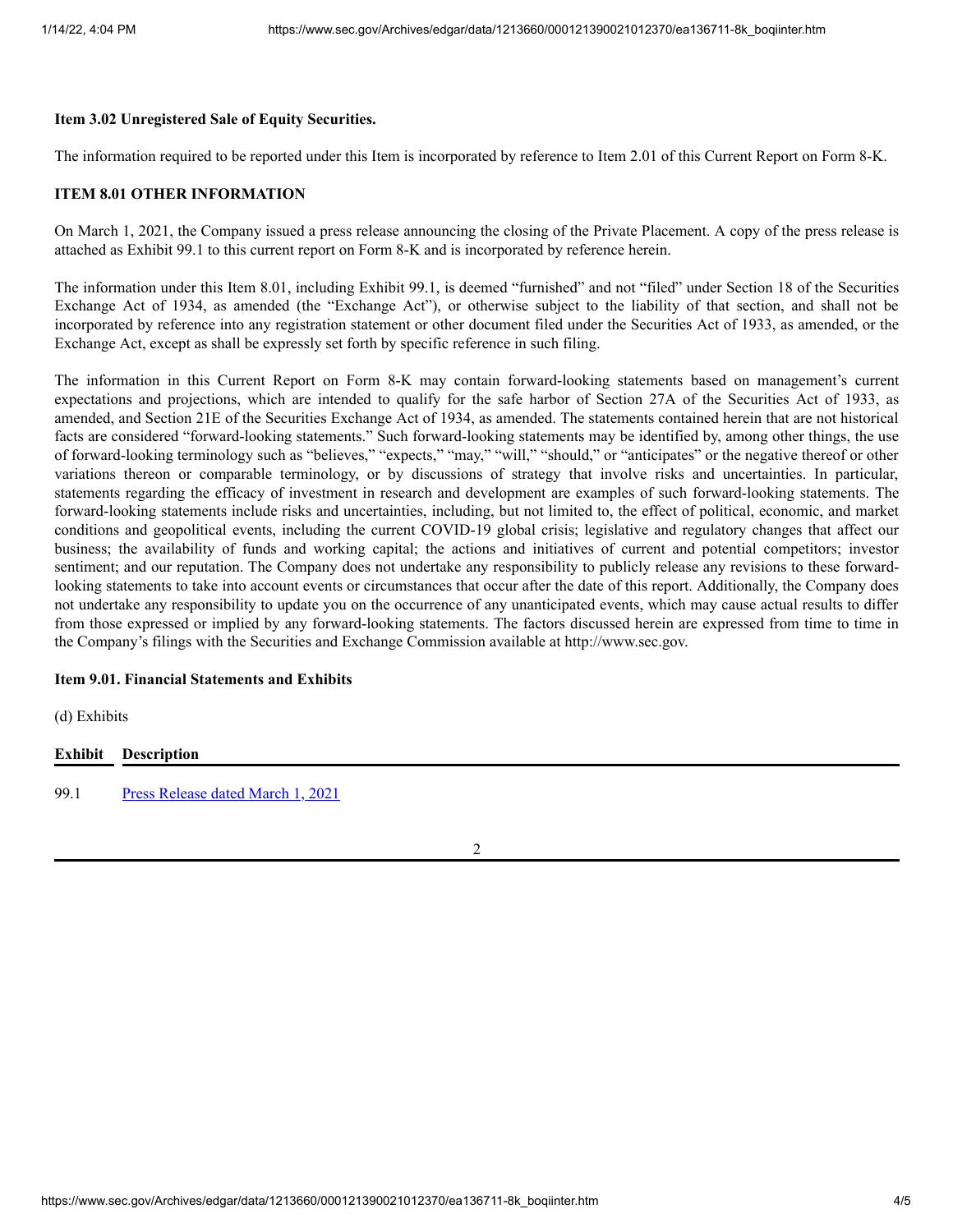**Item 3.02 Unregistered Sale of Equity Securities.**

The information required to be reported under this Item is incorporated by reference to Item 2.01 of this Current Report on Form 8-K.

**ITEM 8.01 OTHER INFORMATION**

On March 1, 2021, the Company issued a press release announcing the closing of the Private Placement. A copy of the press release is attached as Exhibit 99.1 to this current report on Form 8-K and is incorporated by reference herein.

The information under this Item 8.01, including Exhibit 99.1, is deemed "furnished" and not "filed" under Section 18 of the Securities Exchange Act of 1934, as amended (the "Exchange Act"), or otherwise subject to the liability of that section, and shall not be incorporated by reference into any registration statement or other document filed under the Securities Act of 1933, as amended, or the Exchange Act, except as shall be expressly set forth by specific reference in such filing.

The information in this Current Report on Form 8-K may contain forward-looking statements based on management's current expectations and projections, which are intended to qualify for the safe harbor of Section 27A of the Securities Act of 1933, as amended, and Section 21E of the Securities Exchange Act of 1934, as amended. The statements contained herein that are not historical facts are considered "forward-looking statements." Such forward-looking statements may be identified by, among other things, the use of forward-looking terminology such as "believes," "expects," "may," "will," "should," or "anticipates" or the negative thereof or other variations thereon or comparable terminology, or by discussions of strategy that involve risks and uncertainties. In particular, statements regarding the efficacy of investment in research and development are examples of such forward-looking statements. The forward-looking statements include risks and uncertainties, including, but not limited to, the effect of political, economic, and market conditions and geopolitical events, including the current COVID-19 global crisis; legislative and regulatory changes that affect our business; the availability of funds and working capital; the actions and initiatives of current and potential competitors; investor sentiment; and our reputation. The Company does not undertake any responsibility to publicly release any revisions to these forward-looking statements to take into account events or circumstances that occur after the date of this report. Additionally, the Company does not undertake any responsibility to update you on the occurrence of any unanticipated events, which may cause actual results to differ from those expressed or implied by any forward-looking statements. The factors discussed herein are expressed from time to time in the Company's filings with the Securities and Exchange Commission available at http://www.sec.gov.

**Item 9.01. Financial Statements and Exhibits**

(d) Exhibits

| Exhibit | Description |
|---|---|
| 99.1 | Press Release dated March 1, 2021 |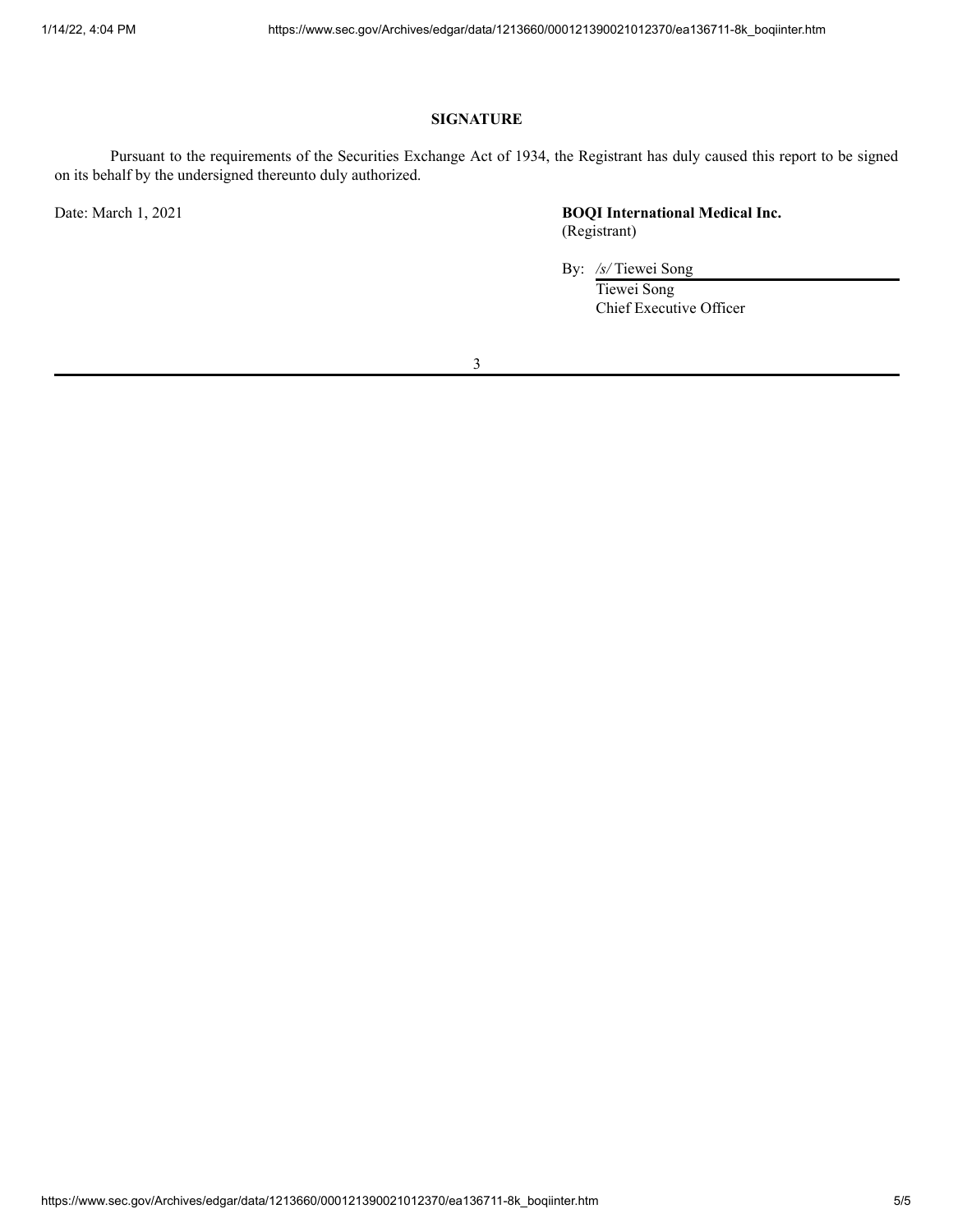**SIGNATURE**

Pursuant to the requirements of the Securities Exchange Act of 1934, the Registrant has duly caused this report to be signed on its behalf by the undersigned thereunto duly authorized.

Date: March 1, 2021

**BOQI International Medical Inc.**
(Registrant)

By: */s/* Tiewei Song
Tiewei Song
Chief Executive Officer